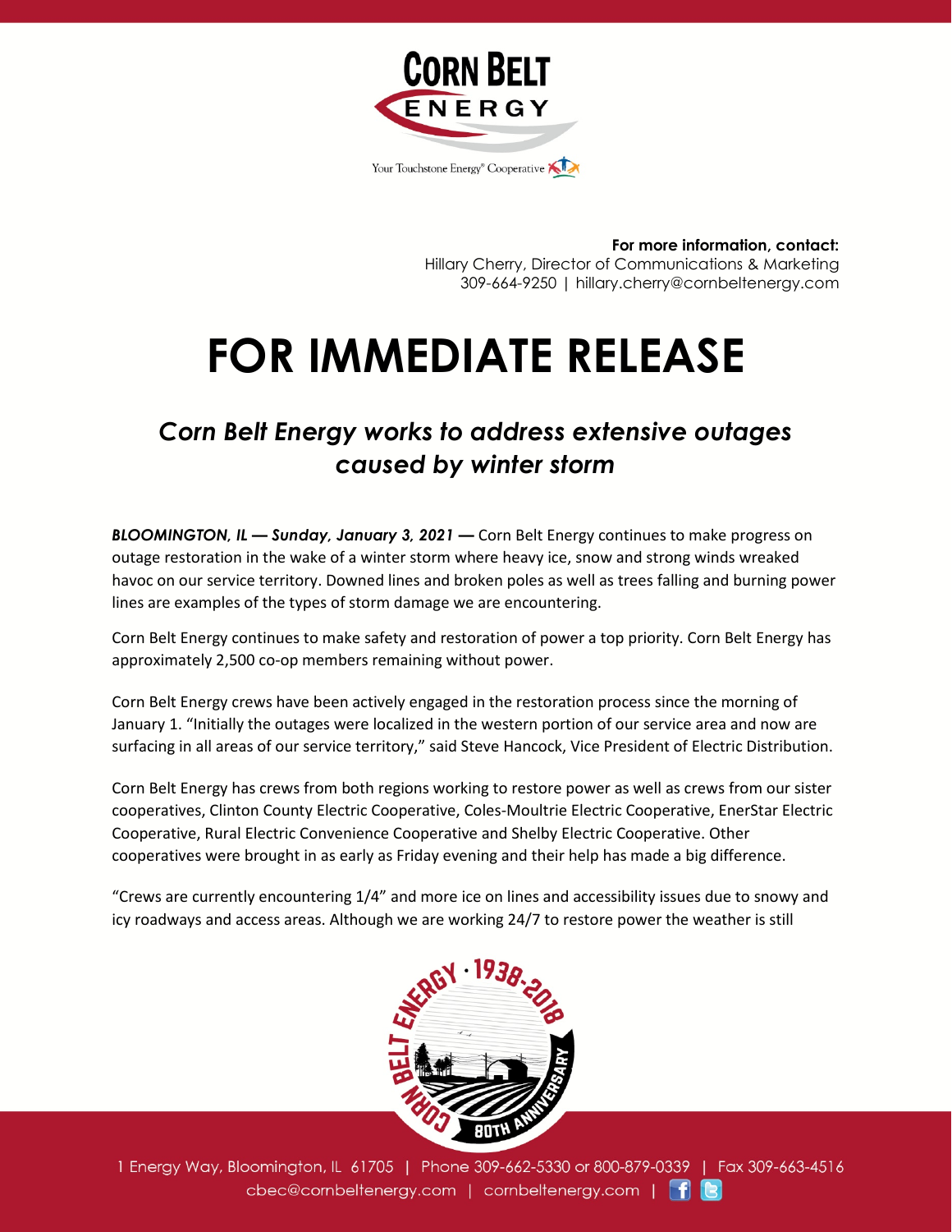**For more information, contact:**
Hillary Cherry, Director of Communications & Marketing
309-664-9250 | hillary.cherry@cornbeltenergy.com

# FOR IMMEDIATE RELEASE

## *Corn Belt Energy works to address extensive outages caused by winter storm*

***BLOOMINGTON, IL — Sunday, January 3, 2021 —*** Corn Belt Energy continues to make progress on outage restoration in the wake of a winter storm where heavy ice, snow and strong winds wreaked havoc on our service territory. Downed lines and broken poles as well as trees falling and burning power lines are examples of the types of storm damage we are encountering.

Corn Belt Energy continues to make safety and restoration of power a top priority. Corn Belt Energy has approximately 2,500 co-op members remaining without power.

Corn Belt Energy crews have been actively engaged in the restoration process since the morning of January 1. "Initially the outages were localized in the western portion of our service area and now are surfacing in all areas of our service territory," said Steve Hancock, Vice President of Electric Distribution.

Corn Belt Energy has crews from both regions working to restore power as well as crews from our sister cooperatives, Clinton County Electric Cooperative, Coles-Moultrie Electric Cooperative, EnerStar Electric Cooperative, Rural Electric Convenience Cooperative and Shelby Electric Cooperative. Other cooperatives were brought in as early as Friday evening and their help has made a big difference.

"Crews are currently encountering 1/4" and more ice on lines and accessibility issues due to snowy and icy roadways and access areas. Although we are working 24/7 to restore power the weather is still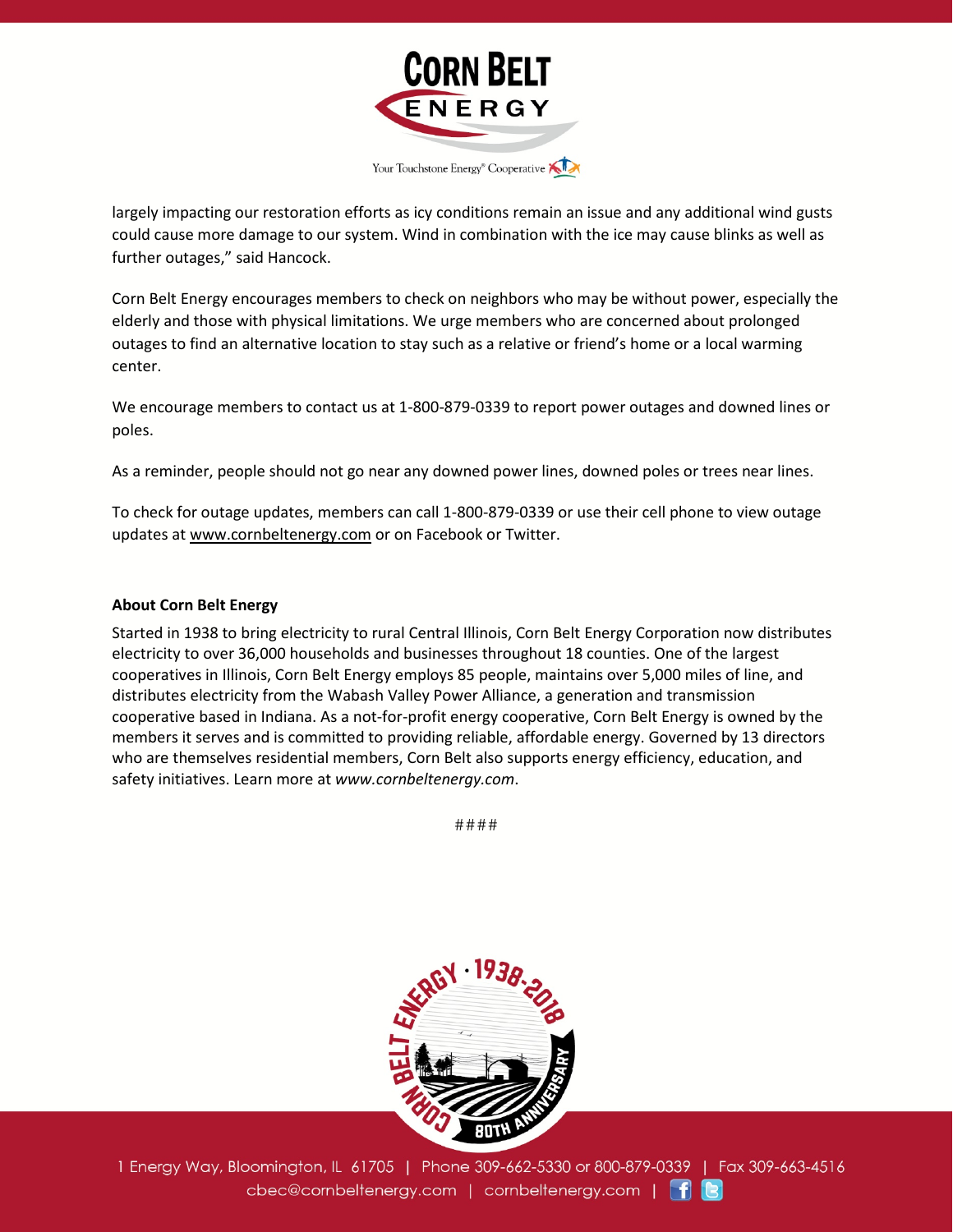largely impacting our restoration efforts as icy conditions remain an issue and any additional wind gusts could cause more damage to our system. Wind in combination with the ice may cause blinks as well as further outages," said Hancock.

Corn Belt Energy encourages members to check on neighbors who may be without power, especially the elderly and those with physical limitations. We urge members who are concerned about prolonged outages to find an alternative location to stay such as a relative or friend's home or a local warming center.

We encourage members to contact us at 1-800-879-0339 to report power outages and downed lines or poles.

As a reminder, people should not go near any downed power lines, downed poles or trees near lines.

To check for outage updates, members can call 1-800-879-0339 or use their cell phone to view outage updates at www.cornbeltenergy.com or on Facebook or Twitter.

**About Corn Belt Energy**

Started in 1938 to bring electricity to rural Central Illinois, Corn Belt Energy Corporation now distributes electricity to over 36,000 households and businesses throughout 18 counties. One of the largest cooperatives in Illinois, Corn Belt Energy employs 85 people, maintains over 5,000 miles of line, and distributes electricity from the Wabash Valley Power Alliance, a generation and transmission cooperative based in Indiana. As a not-for-profit energy cooperative, Corn Belt Energy is owned by the members it serves and is committed to providing reliable, affordable energy. Governed by 13 directors who are themselves residential members, Corn Belt also supports energy efficiency, education, and safety initiatives. Learn more at *www.cornbeltenergy.com*.

####

1 Energy Way, Bloomington, IL 61705 | Phone 309-662-5330 or 800-879-0339 | Fax 309-663-4516
cbec@cornbeltenergy.com | cornbeltenergy.com